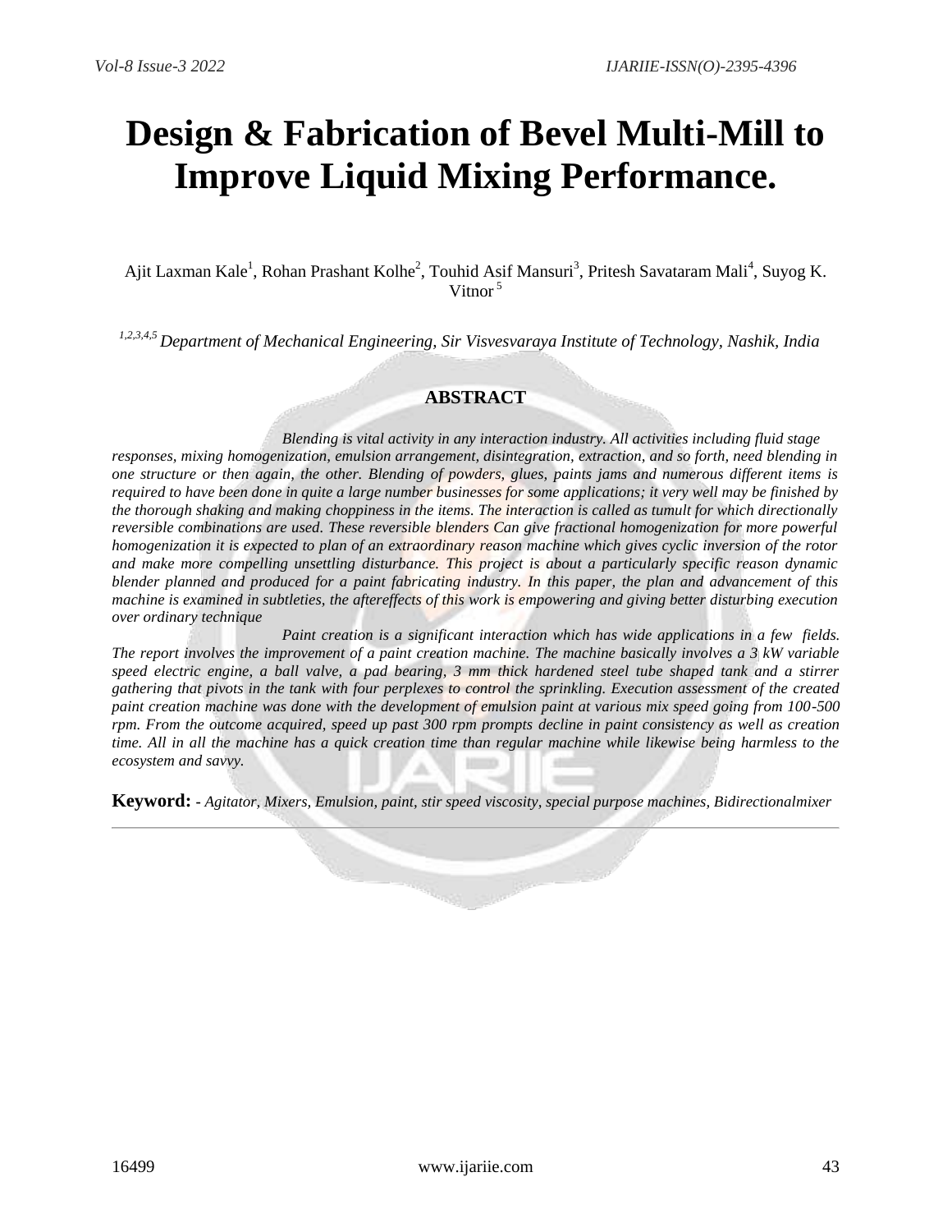# Design & Fabrication of Bevel Multi-Mill to Improve Liquid Mixing Performance.

Ajit Laxman Kale[1], Rohan Prashant Kolhe[2], Touhid Asif Mansuri[3], Pritesh Savataram Mali[4], Suyog K. Vitnor[5]

[1,2,3,4,5] *Department of Mechanical Engineering, Sir Visvesvaraya Institute of Technology, Nashik, India*

## ABSTRACT

*Blending is vital activity in any interaction industry. All activities including fluid stage responses, mixing homogenization, emulsion arrangement, disintegration, extraction, and so forth, need blending in one structure or then again, the other. Blending of powders, glues, paints jams and numerous different items is required to have been done in quite a large number businesses for some applications; it very well may be finished by the thorough shaking and making choppiness in the items. The interaction is called as tumult for which directionally reversible combinations are used. These reversible blenders Can give fractional homogenization for more powerful homogenization it is expected to plan of an extraordinary reason machine which gives cyclic inversion of the rotor and make more compelling unsettling disturbance. This project is about a particularly specific reason dynamic blender planned and produced for a paint fabricating industry. In this paper, the plan and advancement of this machine is examined in subtleties, the aftereffects of this work is empowering and giving better disturbing execution over ordinary technique*

*Paint creation is a significant interaction which has wide applications in a few fields. The report involves the improvement of a paint creation machine. The machine basically involves a 3 kW variable speed electric engine, a ball valve, a pad bearing, 3 mm thick hardened steel tube shaped tank and a stirrer gathering that pivots in the tank with four perplexes to control the sprinkling. Execution assessment of the created paint creation machine was done with the development of emulsion paint at various mix speed going from 100-500 rpm. From the outcome acquired, speed up past 300 rpm prompts decline in paint consistency as well as creation time. All in all the machine has a quick creation time than regular machine while likewise being harmless to the ecosystem and savvy.*

**Keyword: -** *Agitator, Mixers, Emulsion, paint, stir speed viscosity, special purpose machines, Bidirectionalmixer*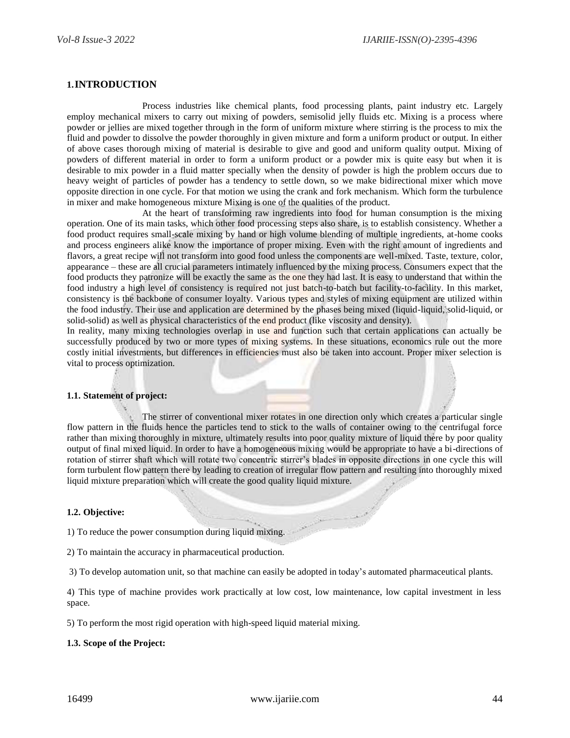## 1. INTRODUCTION

Process industries like chemical plants, food processing plants, paint industry etc. Largely employ mechanical mixers to carry out mixing of powders, semisolid jelly fluids etc. Mixing is a process where powder or jellies are mixed together through in the form of uniform mixture where stirring is the process to mix the fluid and powder to dissolve the powder thoroughly in given mixture and form a uniform product or output. In either of above cases thorough mixing of material is desirable to give and good and uniform quality output. Mixing of powders of different material in order to form a uniform product or a powder mix is quite easy but when it is desirable to mix powder in a fluid matter specially when the density of powder is high the problem occurs due to heavy weight of particles of powder has a tendency to settle down, so we make bidirectional mixer which move opposite direction in one cycle. For that motion we using the crank and fork mechanism. Which form the turbulence in mixer and make homogeneous mixture Mixing is one of the qualities of the product.

At the heart of transforming raw ingredients into food for human consumption is the mixing operation. One of its main tasks, which other food processing steps also share, is to establish consistency. Whether a food product requires small-scale mixing by hand or high volume blending of multiple ingredients, at-home cooks and process engineers alike know the importance of proper mixing. Even with the right amount of ingredients and flavors, a great recipe will not transform into good food unless the components are well-mixed. Taste, texture, color, appearance – these are all crucial parameters intimately influenced by the mixing process. Consumers expect that the food products they patronize will be exactly the same as the one they had last. It is easy to understand that within the food industry a high level of consistency is required not just batch-to-batch but facility-to-facility. In this market, consistency is the backbone of consumer loyalty. Various types and styles of mixing equipment are utilized within the food industry. Their use and application are determined by the phases being mixed (liquid-liquid, solid-liquid, or solid-solid) as well as physical characteristics of the end product (like viscosity and density).

In reality, many mixing technologies overlap in use and function such that certain applications can actually be successfully produced by two or more types of mixing systems. In these situations, economics rule out the more costly initial investments, but differences in efficiencies must also be taken into account. Proper mixer selection is vital to process optimization.

### 1.1. Statement of project:

The stirrer of conventional mixer rotates in one direction only which creates a particular single flow pattern in the fluids hence the particles tend to stick to the walls of container owing to the centrifugal force rather than mixing thoroughly in mixture, ultimately results into poor quality mixture of liquid there by poor quality output of final mixed liquid. In order to have a homogeneous mixing would be appropriate to have a bi-directions of rotation of stirrer shaft which will rotate two concentric stirrer's blades in opposite directions in one cycle this will form turbulent flow pattern there by leading to creation of irregular flow pattern and resulting into thoroughly mixed liquid mixture preparation which will create the good quality liquid mixture.

### 1.2. Objective:

1) To reduce the power consumption during liquid mixing.

2) To maintain the accuracy in pharmaceutical production.

3) To develop automation unit, so that machine can easily be adopted in today's automated pharmaceutical plants.

4) This type of machine provides work practically at low cost, low maintenance, low capital investment in less space.

5) To perform the most rigid operation with high-speed liquid material mixing.

### 1.3. Scope of the Project: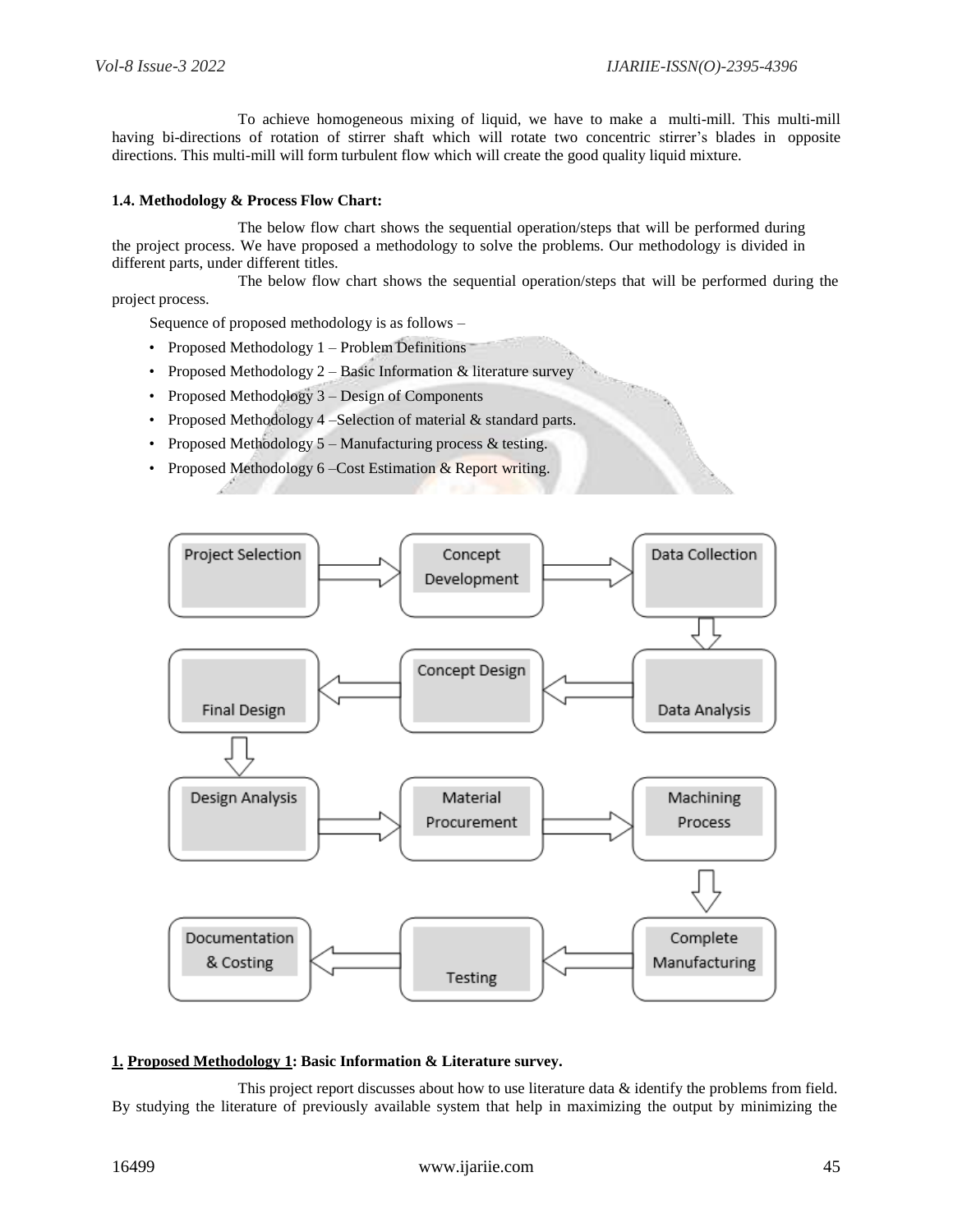To achieve homogeneous mixing of liquid, we have to make a multi-mill. This multi-mill having bi-directions of rotation of stirrer shaft which will rotate two concentric stirrer's blades in opposite directions. This multi-mill will form turbulent flow which will create the good quality liquid mixture.

### 1.4. Methodology & Process Flow Chart:

The below flow chart shows the sequential operation/steps that will be performed during the project process. We have proposed a methodology to solve the problems. Our methodology is divided in different parts, under different titles.

The below flow chart shows the sequential operation/steps that will be performed during the project process.

Sequence of proposed methodology is as follows –

- Proposed Methodology 1 – Problem Definitions
- Proposed Methodology 2 – Basic Information & literature survey
- Proposed Methodology 3 – Design of Components
- Proposed Methodology 4 –Selection of material & standard parts.
- Proposed Methodology 5 – Manufacturing process & testing.
- Proposed Methodology 6 –Cost Estimation & Report writing.

Project Selection → Concept Development → Data Collection → Data Analysis → Concept Design → Final Design → Design Analysis → Material Procurement → Machining Process → Complete Manufacturing → Testing → Documentation & Costing

### 1. Proposed Methodology 1: Basic Information & Literature survey.

This project report discusses about how to use literature data & identify the problems from field. By studying the literature of previously available system that help in maximizing the output by minimizing the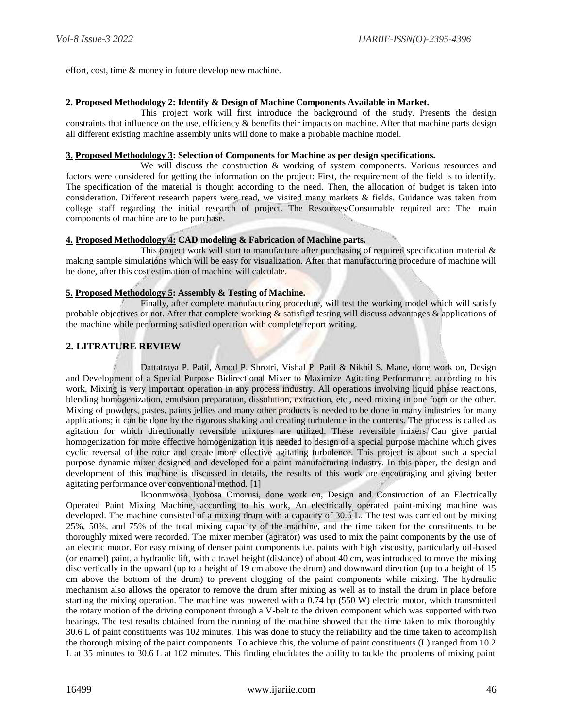effort, cost, time & money in future develop new machine.

**2. Proposed Methodology 2: Identify & Design of Machine Components Available in Market.**

This project work will first introduce the background of the study. Presents the design constraints that influence on the use, efficiency & benefits their impacts on machine. After that machine parts design all different existing machine assembly units will done to make a probable machine model.

**3. Proposed Methodology 3: Selection of Components for Machine as per design specifications.**

We will discuss the construction & working of system components. Various resources and factors were considered for getting the information on the project: First, the requirement of the field is to identify. The specification of the material is thought according to the need. Then, the allocation of budget is taken into consideration. Different research papers were read, we visited many markets & fields. Guidance was taken from college staff regarding the initial research of project. The Resources/Consumable required are: The main components of machine are to be purchase.

**4. Proposed Methodology 4: CAD modeling & Fabrication of Machine parts.**

This project work will start to manufacture after purchasing of required specification material & making sample simulations which will be easy for visualization. After that manufacturing procedure of machine will be done, after this cost estimation of machine will calculate.

**5. Proposed Methodology 5: Assembly & Testing of Machine.**

Finally, after complete manufacturing procedure, will test the working model which will satisfy probable objectives or not. After that complete working & satisfied testing will discuss advantages & applications of the machine while performing satisfied operation with complete report writing.

## 2. LITRATURE REVIEW

Dattatraya P. Patil, Amod P. Shrotri, Vishal P. Patil & Nikhil S. Mane, done work on, Design and Development of a Special Purpose Bidirectional Mixer to Maximize Agitating Performance, according to his work, Mixing is very important operation in any process industry. All operations involving liquid phase reactions, blending homogenization, emulsion preparation, dissolution, extraction, etc., need mixing in one form or the other. Mixing of powders, pastes, paints jellies and many other products is needed to be done in many industries for many applications; it can be done by the rigorous shaking and creating turbulence in the contents. The process is called as agitation for which directionally reversible mixtures are utilized. These reversible mixers Can give partial homogenization for more effective homogenization it is needed to design of a special purpose machine which gives cyclic reversal of the rotor and create more effective agitating turbulence. This project is about such a special purpose dynamic mixer designed and developed for a paint manufacturing industry. In this paper, the design and development of this machine is discussed in details, the results of this work are encouraging and giving better agitating performance over conventional method. [1]

Ikponmwosa Iyobosa Omorusi, done work on, Design and Construction of an Electrically Operated Paint Mixing Machine, according to his work, An electrically operated paint-mixing machine was developed. The machine consisted of a mixing drum with a capacity of 30.6 L. The test was carried out by mixing 25%, 50%, and 75% of the total mixing capacity of the machine, and the time taken for the constituents to be thoroughly mixed were recorded. The mixer member (agitator) was used to mix the paint components by the use of an electric motor. For easy mixing of denser paint components i.e. paints with high viscosity, particularly oil-based (or enamel) paint, a hydraulic lift, with a travel height (distance) of about 40 cm, was introduced to move the mixing disc vertically in the upward (up to a height of 19 cm above the drum) and downward direction (up to a height of 15 cm above the bottom of the drum) to prevent clogging of the paint components while mixing. The hydraulic mechanism also allows the operator to remove the drum after mixing as well as to install the drum in place before starting the mixing operation. The machine was powered with a 0.74 hp (550 W) electric motor, which transmitted the rotary motion of the driving component through a V-belt to the driven component which was supported with two bearings. The test results obtained from the running of the machine showed that the time taken to mix thoroughly 30.6 L of paint constituents was 102 minutes. This was done to study the reliability and the time taken to accomplish the thorough mixing of the paint components. To achieve this, the volume of paint constituents (L) ranged from 10.2 L at 35 minutes to 30.6 L at 102 minutes. This finding elucidates the ability to tackle the problems of mixing paint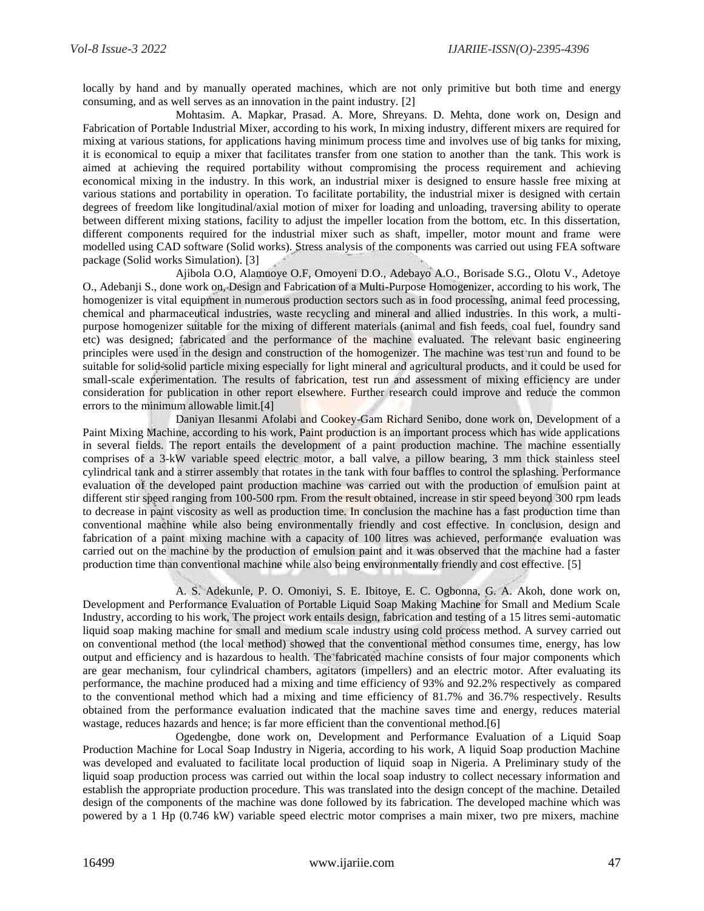locally by hand and by manually operated machines, which are not only primitive but both time and energy consuming, and as well serves as an innovation in the paint industry. [2]

Mohtasim. A. Mapkar, Prasad. A. More, Shreyans. D. Mehta, done work on, Design and Fabrication of Portable Industrial Mixer, according to his work, In mixing industry, different mixers are required for mixing at various stations, for applications having minimum process time and involves use of big tanks for mixing, it is economical to equip a mixer that facilitates transfer from one station to another than the tank. This work is aimed at achieving the required portability without compromising the process requirement and achieving economical mixing in the industry. In this work, an industrial mixer is designed to ensure hassle free mixing at various stations and portability in operation. To facilitate portability, the industrial mixer is designed with certain degrees of freedom like longitudinal/axial motion of mixer for loading and unloading, traversing ability to operate between different mixing stations, facility to adjust the impeller location from the bottom, etc. In this dissertation, different components required for the industrial mixer such as shaft, impeller, motor mount and frame were modelled using CAD software (Solid works). Stress analysis of the components was carried out using FEA software package (Solid works Simulation). [3]

Ajibola O.O, Alamuoye O.F, Omoyeni D.O., Adebayo A.O., Borisade S.G., Olotu V., Adetoye O., Adebanji S., done work on, Design and Fabrication of a Multi-Purpose Homogenizer, according to his work, The homogenizer is vital equipment in numerous production sectors such as in food processing, animal feed processing, chemical and pharmaceutical industries, waste recycling and mineral and allied industries. In this work, a multi-purpose homogenizer suitable for the mixing of different materials (animal and fish feeds, coal fuel, foundry sand etc) was designed; fabricated and the performance of the machine evaluated. The relevant basic engineering principles were used in the design and construction of the homogenizer. The machine was test run and found to be suitable for solid-solid particle mixing especially for light mineral and agricultural products, and it could be used for small-scale experimentation. The results of fabrication, test run and assessment of mixing efficiency are under consideration for publication in other report elsewhere. Further research could improve and reduce the common errors to the minimum allowable limit.[4]

Daniyan Ilesanmi Afolabi and Cookey-Gam Richard Senibo, done work on, Development of a Paint Mixing Machine, according to his work, Paint production is an important process which has wide applications in several fields. The report entails the development of a paint production machine. The machine essentially comprises of a 3-kW variable speed electric motor, a ball valve, a pillow bearing, 3 mm thick stainless steel cylindrical tank and a stirrer assembly that rotates in the tank with four baffles to control the splashing. Performance evaluation of the developed paint production machine was carried out with the production of emulsion paint at different stir speed ranging from 100-500 rpm. From the result obtained, increase in stir speed beyond 300 rpm leads to decrease in paint viscosity as well as production time. In conclusion the machine has a fast production time than conventional machine while also being environmentally friendly and cost effective. In conclusion, design and fabrication of a paint mixing machine with a capacity of 100 litres was achieved, performance evaluation was carried out on the machine by the production of emulsion paint and it was observed that the machine had a faster production time than conventional machine while also being environmentally friendly and cost effective. [5]

A. S. Adekunle, P. O. Omoniyi, S. E. Ibitoye, E. C. Ogbonna, G. A. Akoh, done work on, Development and Performance Evaluation of Portable Liquid Soap Making Machine for Small and Medium Scale Industry, according to his work, The project work entails design, fabrication and testing of a 15 litres semi-automatic liquid soap making machine for small and medium scale industry using cold process method. A survey carried out on conventional method (the local method) showed that the conventional method consumes time, energy, has low output and efficiency and is hazardous to health. The fabricated machine consists of four major components which are gear mechanism, four cylindrical chambers, agitators (impellers) and an electric motor. After evaluating its performance, the machine produced had a mixing and time efficiency of 93% and 92.2% respectively as compared to the conventional method which had a mixing and time efficiency of 81.7% and 36.7% respectively. Results obtained from the performance evaluation indicated that the machine saves time and energy, reduces material wastage, reduces hazards and hence; is far more efficient than the conventional method.[6]

Ogedengbe, done work on, Development and Performance Evaluation of a Liquid Soap Production Machine for Local Soap Industry in Nigeria, according to his work, A liquid Soap production Machine was developed and evaluated to facilitate local production of liquid soap in Nigeria. A Preliminary study of the liquid soap production process was carried out within the local soap industry to collect necessary information and establish the appropriate production procedure. This was translated into the design concept of the machine. Detailed design of the components of the machine was done followed by its fabrication. The developed machine which was powered by a 1 Hp (0.746 kW) variable speed electric motor comprises a main mixer, two pre mixers, machine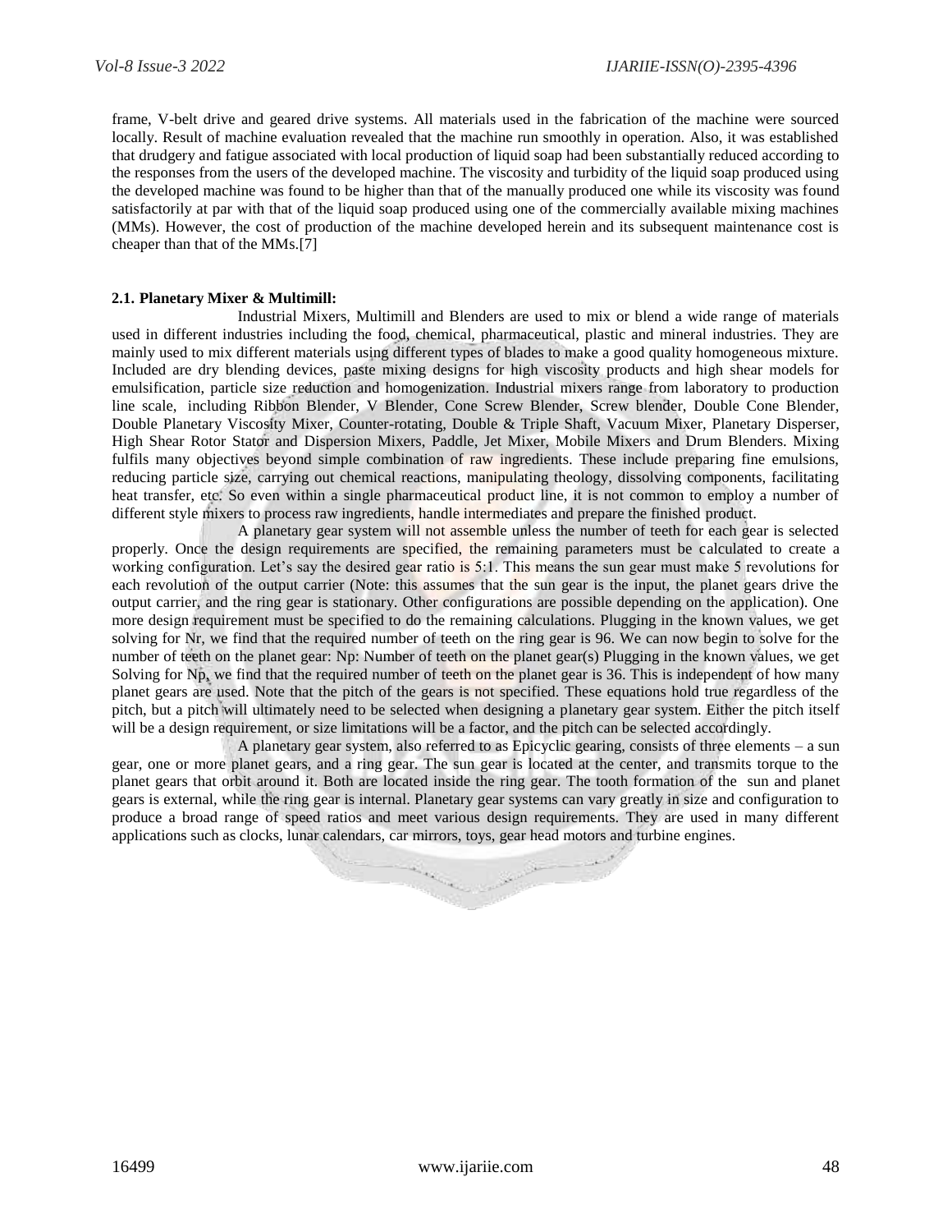frame, V-belt drive and geared drive systems. All materials used in the fabrication of the machine were sourced locally. Result of machine evaluation revealed that the machine run smoothly in operation. Also, it was established that drudgery and fatigue associated with local production of liquid soap had been substantially reduced according to the responses from the users of the developed machine. The viscosity and turbidity of the liquid soap produced using the developed machine was found to be higher than that of the manually produced one while its viscosity was found satisfactorily at par with that of the liquid soap produced using one of the commercially available mixing machines (MMs). However, the cost of production of the machine developed herein and its subsequent maintenance cost is cheaper than that of the MMs.[7]

**2.1. Planetary Mixer & Multimill:**

Industrial Mixers, Multimill and Blenders are used to mix or blend a wide range of materials used in different industries including the food, chemical, pharmaceutical, plastic and mineral industries. They are mainly used to mix different materials using different types of blades to make a good quality homogeneous mixture. Included are dry blending devices, paste mixing designs for high viscosity products and high shear models for emulsification, particle size reduction and homogenization. Industrial mixers range from laboratory to production line scale, including Ribbon Blender, V Blender, Cone Screw Blender, Screw blender, Double Cone Blender, Double Planetary Viscosity Mixer, Counter-rotating, Double & Triple Shaft, Vacuum Mixer, Planetary Disperser, High Shear Rotor Stator and Dispersion Mixers, Paddle, Jet Mixer, Mobile Mixers and Drum Blenders. Mixing fulfils many objectives beyond simple combination of raw ingredients. These include preparing fine emulsions, reducing particle size, carrying out chemical reactions, manipulating theology, dissolving components, facilitating heat transfer, etc. So even within a single pharmaceutical product line, it is not common to employ a number of different style mixers to process raw ingredients, handle intermediates and prepare the finished product.

A planetary gear system will not assemble unless the number of teeth for each gear is selected properly. Once the design requirements are specified, the remaining parameters must be calculated to create a working configuration. Let's say the desired gear ratio is 5:1. This means the sun gear must make 5 revolutions for each revolution of the output carrier (Note: this assumes that the sun gear is the input, the planet gears drive the output carrier, and the ring gear is stationary. Other configurations are possible depending on the application). One more design requirement must be specified to do the remaining calculations. Plugging in the known values, we get solving for Nr, we find that the required number of teeth on the ring gear is 96. We can now begin to solve for the number of teeth on the planet gear: Np: Number of teeth on the planet gear(s) Plugging in the known values, we get Solving for Np, we find that the required number of teeth on the planet gear is 36. This is independent of how many planet gears are used. Note that the pitch of the gears is not specified. These equations hold true regardless of the pitch, but a pitch will ultimately need to be selected when designing a planetary gear system. Either the pitch itself will be a design requirement, or size limitations will be a factor, and the pitch can be selected accordingly.

A planetary gear system, also referred to as Epicyclic gearing, consists of three elements – a sun gear, one or more planet gears, and a ring gear. The sun gear is located at the center, and transmits torque to the planet gears that orbit around it. Both are located inside the ring gear. The tooth formation of the sun and planet gears is external, while the ring gear is internal. Planetary gear systems can vary greatly in size and configuration to produce a broad range of speed ratios and meet various design requirements. They are used in many different applications such as clocks, lunar calendars, car mirrors, toys, gear head motors and turbine engines.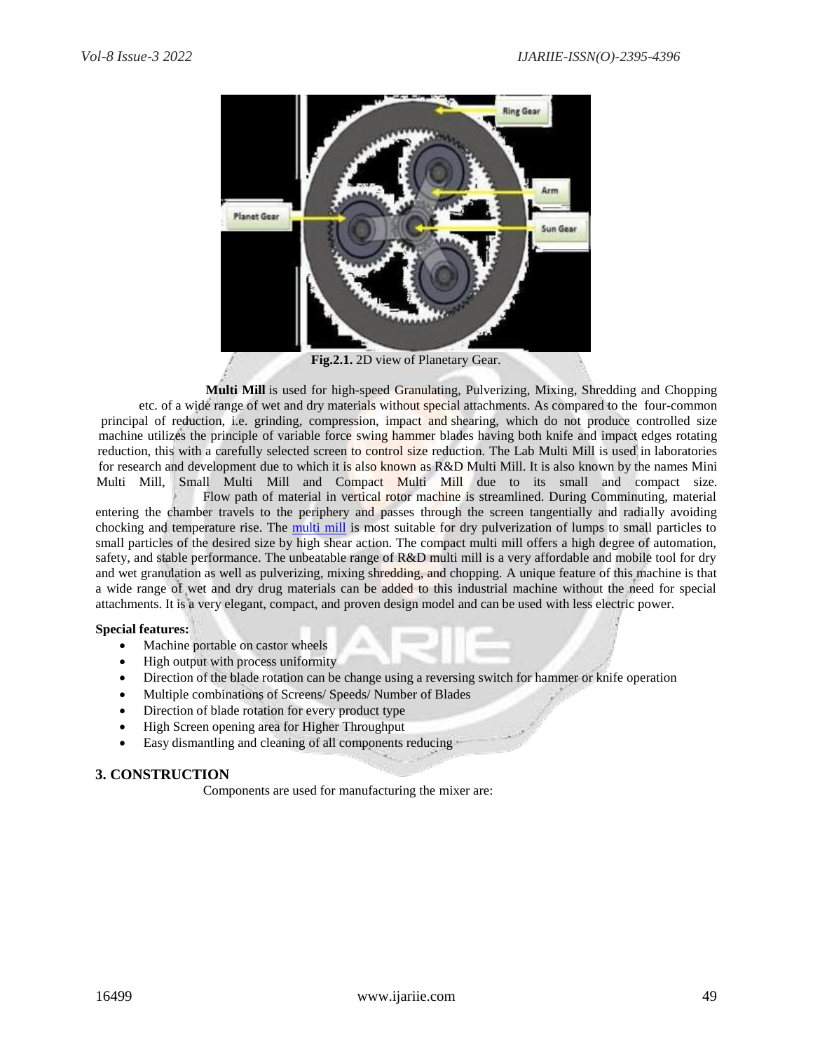Fig.2.1. 2D view of Planetary Gear.

**Multi Mill** is used for high-speed Granulating, Pulverizing, Mixing, Shredding and Chopping etc. of a wide range of wet and dry materials without special attachments. As compared to the four-common principal of reduction, i.e. grinding, compression, impact and shearing, which do not produce controlled size machine utilizes the principle of variable force swing hammer blades having both knife and impact edges rotating reduction, this with a carefully selected screen to control size reduction. The Lab Multi Mill is used in laboratories for research and development due to which it is also known as R&D Multi Mill. It is also known by the names Mini Multi Mill, Small Multi Mill and Compact Multi Mill due to its small and compact size.

Flow path of material in vertical rotor machine is streamlined. During Comminuting, material entering the chamber travels to the periphery and passes through the screen tangentially and radially avoiding chocking and temperature rise. The multi mill is most suitable for dry pulverization of lumps to small particles to small particles of the desired size by high shear action. The compact multi mill offers a high degree of automation, safety, and stable performance. The unbeatable range of R&D multi mill is a very affordable and mobile tool for dry and wet granulation as well as pulverizing, mixing shredding, and chopping. A unique feature of this machine is that a wide range of wet and dry drug materials can be added to this industrial machine without the need for special attachments. It is a very elegant, compact, and proven design model and can be used with less electric power.

**Special features:**

- Machine portable on castor wheels
- High output with process uniformity
- Direction of the blade rotation can be change using a reversing switch for hammer or knife operation
- Multiple combinations of Screens/ Speeds/ Number of Blades
- Direction of blade rotation for every product type
- High Screen opening area for Higher Throughput
- Easy dismantling and cleaning of all components reducing

## 3. CONSTRUCTION

Components are used for manufacturing the mixer are: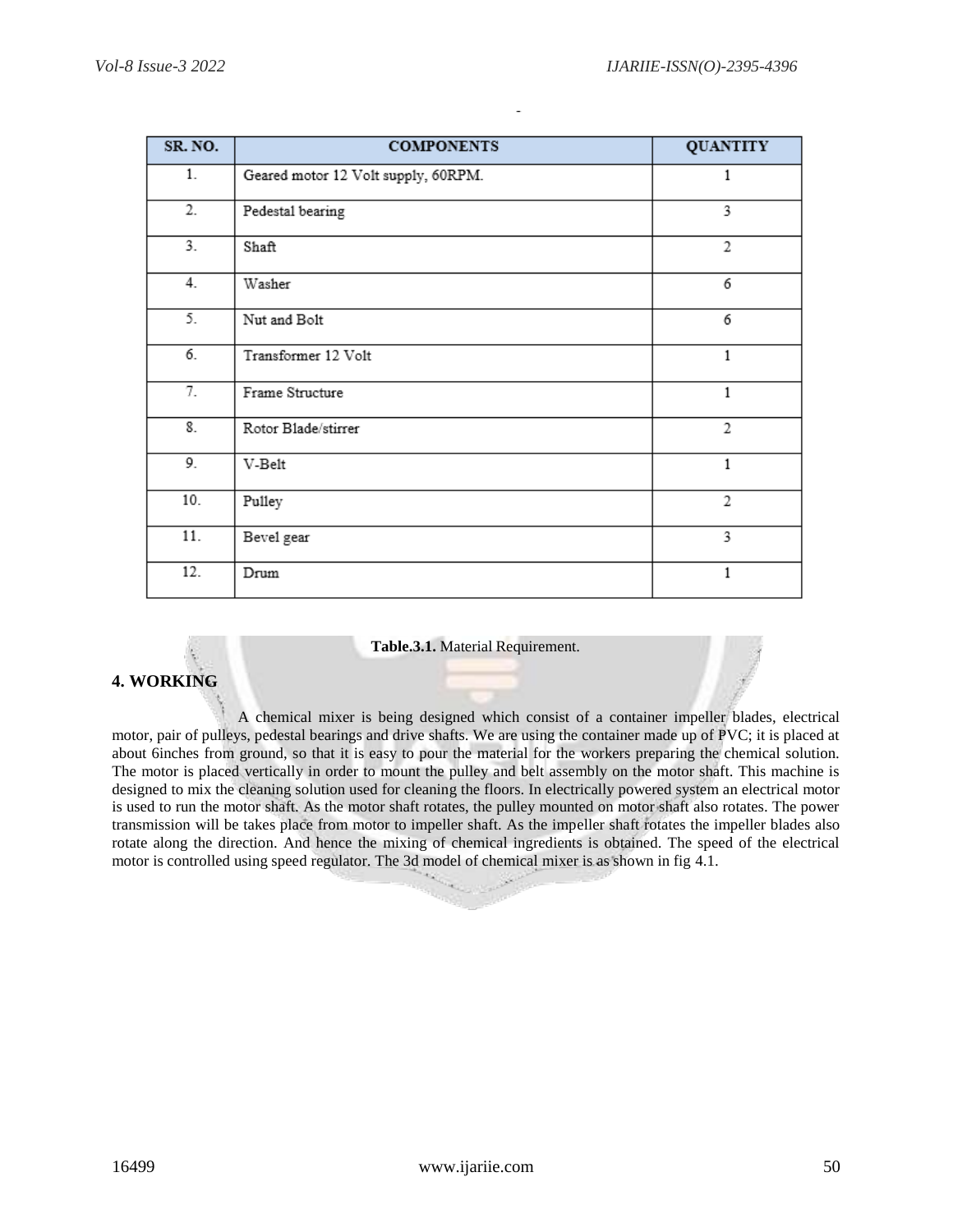| SR. NO. | COMPONENTS | QUANTITY |
|---|---|---|
| 1. | Geared motor 12 Volt supply, 60RPM. | 1 |
| 2. | Pedestal bearing | 3 |
| 3. | Shaft | 2 |
| 4. | Washer | 6 |
| 5. | Nut and Bolt | 6 |
| 6. | Transformer 12 Volt | 1 |
| 7. | Frame Structure | 1 |
| 8. | Rotor Blade/stirrer | 2 |
| 9. | V-Belt | 1 |
| 10. | Pulley | 2 |
| 11. | Bevel gear | 3 |
| 12. | Drum | 1 |

**Table.3.1.** Material Requirement.

## 4. WORKING

A chemical mixer is being designed which consist of a container impeller blades, electrical motor, pair of pulleys, pedestal bearings and drive shafts. We are using the container made up of PVC; it is placed at about 6inches from ground, so that it is easy to pour the material for the workers preparing the chemical solution. The motor is placed vertically in order to mount the pulley and belt assembly on the motor shaft. This machine is designed to mix the cleaning solution used for cleaning the floors. In electrically powered system an electrical motor is used to run the motor shaft. As the motor shaft rotates, the pulley mounted on motor shaft also rotates. The power transmission will be takes place from motor to impeller shaft. As the impeller shaft rotates the impeller blades also rotate along the direction. And hence the mixing of chemical ingredients is obtained. The speed of the electrical motor is controlled using speed regulator. The 3d model of chemical mixer is as shown in fig 4.1.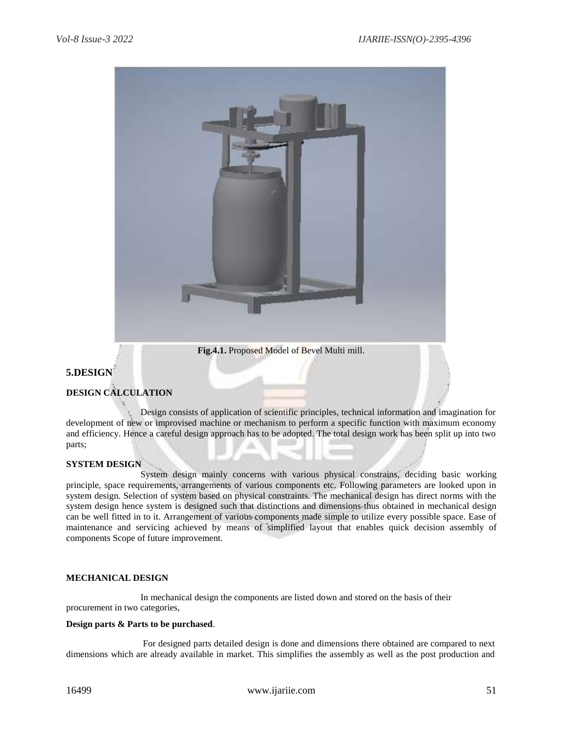Fig.4.1. Proposed Model of Bevel Multi mill.

## 5.DESIGN

### DESIGN CALCULATION

Design consists of application of scientific principles, technical information and imagination for development of new or improvised machine or mechanism to perform a specific function with maximum economy and efficiency. Hence a careful design approach has to be adopted. The total design work has been split up into two parts;

### SYSTEM DESIGN

System design mainly concerns with various physical constrains, deciding basic working principle, space requirements, arrangements of various components etc. Following parameters are looked upon in system design. Selection of system based on physical constraints. The mechanical design has direct norms with the system design hence system is designed such that distinctions and dimensions thus obtained in mechanical design can be well fitted in to it. Arrangement of various components made simple to utilize every possible space. Ease of maintenance and servicing achieved by means of simplified layout that enables quick decision assembly of components Scope of future improvement.

### MECHANICAL DESIGN

In mechanical design the components are listed down and stored on the basis of their procurement in two categories,

**Design parts & Parts to be purchased**.

For designed parts detailed design is done and dimensions there obtained are compared to next dimensions which are already available in market. This simplifies the assembly as well as the post production and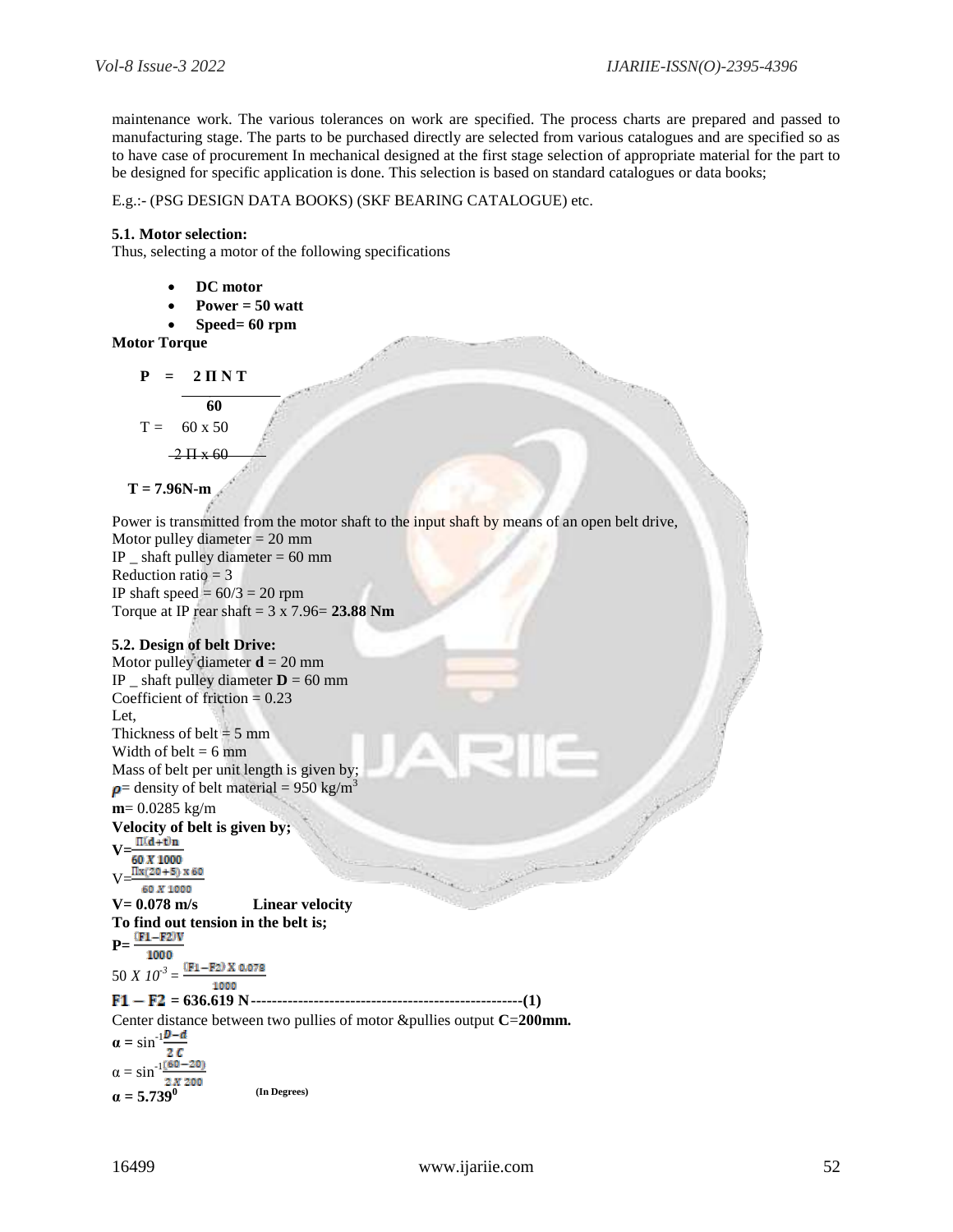maintenance work. The various tolerances on work are specified. The process charts are prepared and passed to manufacturing stage. The parts to be purchased directly are selected from various catalogues and are specified so as to have case of procurement In mechanical designed at the first stage selection of appropriate material for the part to be designed for specific application is done. This selection is based on standard catalogues or data books;

E.g.:- (PSG DESIGN DATA BOOKS) (SKF BEARING CATALOGUE) etc.

**5.1. Motor selection:**

Thus, selecting a motor of the following specifications

- **DC motor**
- **Power = 50 watt**
- **Speed= 60 rpm**

**Motor Torque**

$$P = \frac{2 \Pi N T}{60}$$

$$T = \frac{60 \times 50}{2 \Pi \times 60}$$

$$T = 7.96 \text{N-m}$$

Power is transmitted from the motor shaft to the input shaft by means of an open belt drive,
Motor pulley diameter = 20 mm
IP _ shaft pulley diameter = 60 mm
Reduction ratio = 3
IP shaft speed = 60/3 = 20 rpm
Torque at IP rear shaft = 3 x 7.96= **23.88 Nm**

**5.2. Design of belt Drive:**

Motor pulley diameter **d** = 20 mm
IP _ shaft pulley diameter **D** = 60 mm
Coefficient of friction = 0.23
Let,
Thickness of belt = 5 mm
Width of belt = 6 mm
Mass of belt per unit length is given by;
$\rho$= density of belt material = 950 kg/m$^3$
**m**= 0.0285 kg/m

**Velocity of belt is given by;**

$$V = \frac{\Pi(d+t)n}{60 \times 1000}$$

$$V = \frac{\Pi x(20+5) \times 60}{60 \times 1000}$$

**V= 0.078 m/s** **Linear velocity**

**To find out tension in the belt is;**

$$P = \frac{(F1-F2)V}{1000}$$

$$50 \times 10^{-3} = \frac{(F1-F2) \times 0.078}{1000}$$

$$F1 - F2 = 636.619 \text{ N} \quad \text{------(1)}$$

Center distance between two pullies of motor &pullies output **C**=**200mm.**

$$\alpha = \sin^{-1}\frac{D-d}{2C}$$

$$\alpha = \sin^{-1}\frac{(60-20)}{2 \times 200}$$

$$\alpha = 5.739^0 \quad \text{(In Degrees)}$$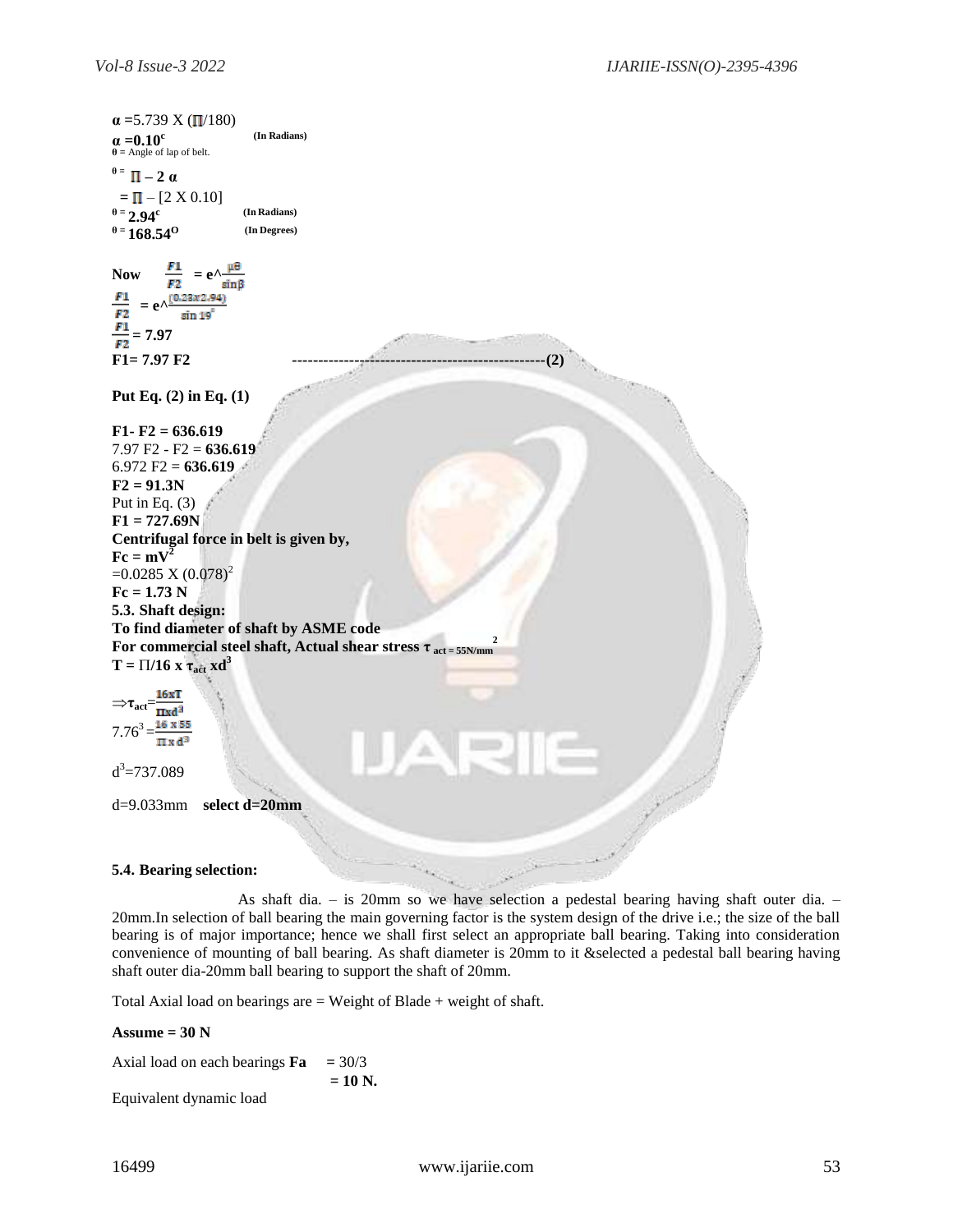$\alpha$ =5.739 X ($\Pi$/180)

$\alpha$ =**0.10$^c$** **(In Radians)**

$\theta$ = Angle of lap of belt.

$\theta$ = $\Pi$ **– 2 $\alpha$**

= $\Pi$ – [2 X 0.10]

$\theta$ = **2.94$^c$** **(In Radians)**

$\theta$ = **168.54$^O$** **(In Degrees)**

**Now** $\frac{F1}{F2}$ = **e^**$\frac{\mu\theta}{\sin\beta}$

$\frac{F1}{F2}$ = **e^**$\frac{(0.23 x 2.94)}{\sin 19^\circ}$

$\frac{F1}{F2}$ **= 7.97**

**F1= 7.97 F2** ------------------------------------------------(2)

**Put Eq. (2) in Eq. (1)**

**F1- F2 = 636.619**

7.97 F2 - F2 = **636.619**

6.972 F2 = **636.619**

**F2 = 91.3N**

Put in Eq. (3)

**F1 = 727.69N**

**Centrifugal force in belt is given by,**

**Fc = mV$^2$**

=0.0285 X $(0.078)^2$

**Fc = 1.73 N**

**5.3. Shaft design:**

**To find diameter of shaft by ASME code**

**For commercial steel shaft, Actual shear stress $\tau_{act = 55N/mm^2}$**

**T =** $\Pi$**/16 x $\tau_{act}$ xd$^3$**

$\Rightarrow \tau_{act} = \frac{16xT}{\Pi x d^3}$

$7.76^3 = \frac{16 \times 55}{\Pi \times d^3}$

$d^3$=737.089

d=9.033mm **select d=20mm**

**5.4. Bearing selection:**

As shaft dia. – is 20mm so we have selection a pedestal bearing having shaft outer dia. – 20mm.In selection of ball bearing the main governing factor is the system design of the drive i.e.; the size of the ball bearing is of major importance; hence we shall first select an appropriate ball bearing. Taking into consideration convenience of mounting of ball bearing. As shaft diameter is 20mm to it &selected a pedestal ball bearing having shaft outer dia-20mm ball bearing to support the shaft of 20mm.

Total Axial load on bearings are = Weight of Blade + weight of shaft.

**Assume = 30 N**

Axial load on each bearings **Fa** = 30/3

**= 10 N.**

Equivalent dynamic load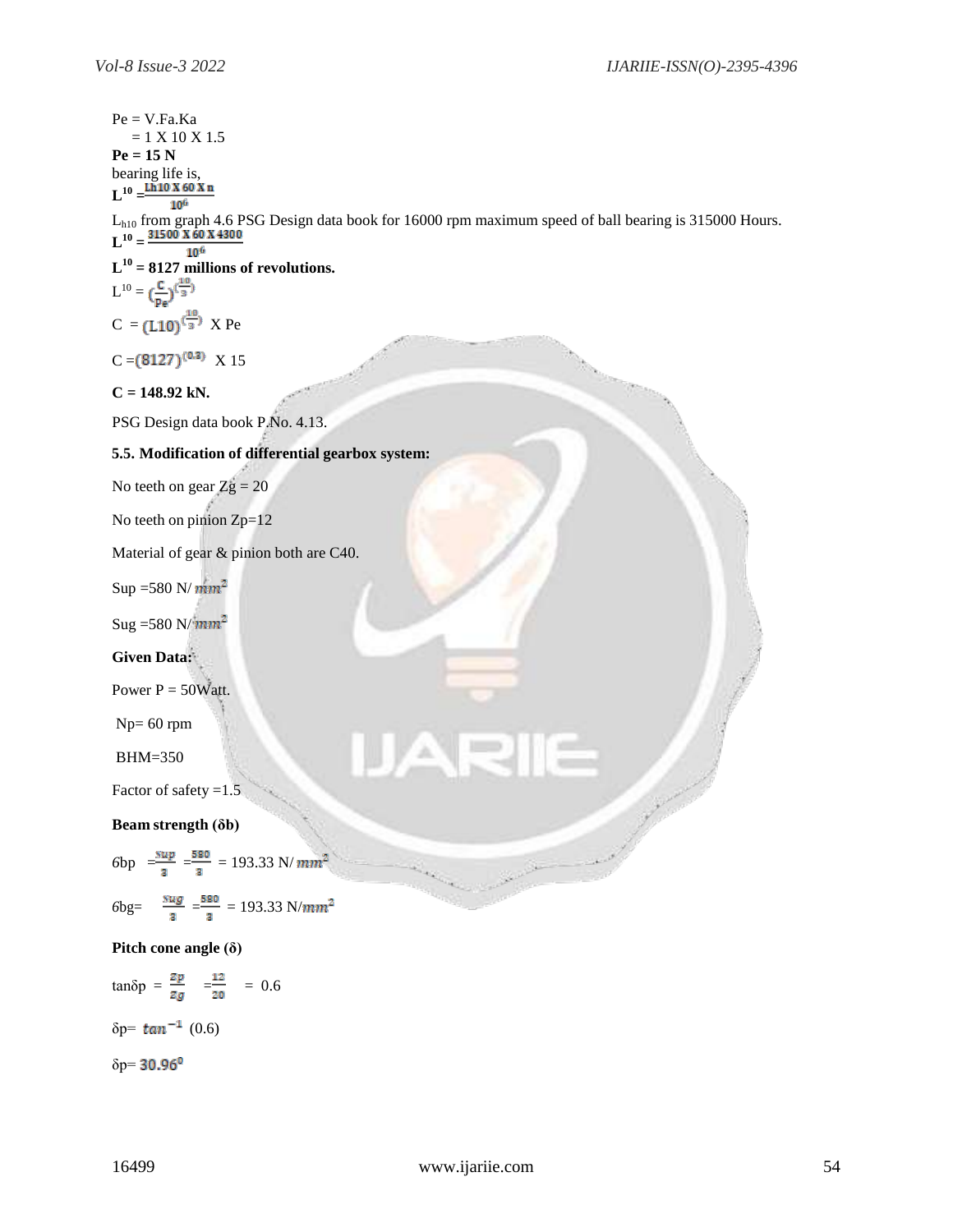$Pe = V.Fa.Ka$

$= 1 \times 10 \times 1.5$

**Pe = 15 N**

bearing life is,

$$L^{10} = \frac{Lh10 \times 60 \times n}{10^6}$$

$L_{h10}$ from graph 4.6 PSG Design data book for 16000 rpm maximum speed of ball bearing is 315000 Hours.

$$L^{10} = \frac{31500 \times 60 \times 4300}{10^6}$$

**$L^{10}$ = 8127 millions of revolutions.**

$$L^{10} = \left(\frac{C}{Pe}\right)^{\left(\frac{10}{3}\right)}$$

$$C = (L10)^{\left(\frac{10}{3}\right)} \times Pe$$

$$C = (8127)^{(0.3)} \times 15$$

**C = 148.92 kN.**

PSG Design data book P.No. 4.13.

### 5.5. Modification of differential gearbox system:

No teeth on gear $Zg = 20$

No teeth on pinion $Zp=12$

Material of gear & pinion both are C40.

Sup $=580$ N/$mm^2$

Sug $=580$ N/$mm^2$

**Given Data:**

Power P = 50Watt.

Np= 60 rpm

BHM=350

Factor of safety =1.5

**Beam strength (δb)**

$$6bp = \frac{Sup}{3} = \frac{580}{3} = 193.33 \text{ N/}mm^2$$

$$6bg = \frac{Sug}{3} = \frac{580}{3} = 193.33 \text{ N/}mm^2$$

**Pitch cone angle (δ)**

$$\tan\delta p = \frac{Zp}{Zg} = \frac{12}{20} = 0.6$$

$$\delta p = \tan^{-1}(0.6)$$

$$\delta p = 30.96^0$$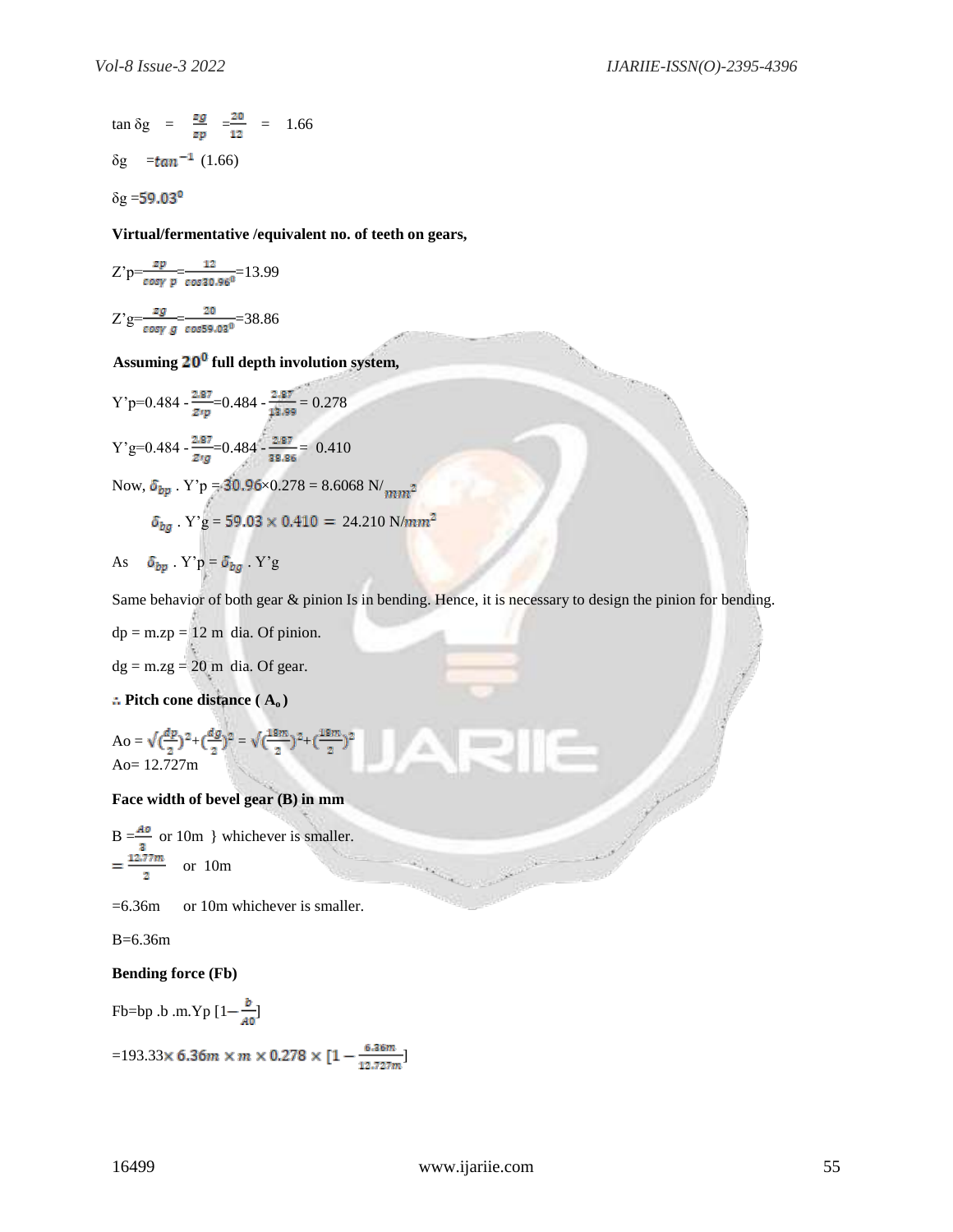$\tan \delta g = \frac{zg}{zp} = \frac{20}{12} = 1.66$

$\delta g = \tan^{-1}(1.66)$

$\delta g = 59.03^0$

**Virtual/fermentative /equivalent no. of teeth on gears,**

$Z'p = \frac{zp}{\cos\gamma\ p} = \frac{12}{\cos 30.96^0} = 13.99$

$Z'g = \frac{zg}{\cos\gamma\ g} = \frac{20}{\cos 59.03^0} = 38.86$

**Assuming $20^0$ full depth involution system,**

$Y'p = 0.484 - \frac{2.87}{Z'p} = 0.484 - \frac{2.87}{13.99} = 0.278$

$Y'g = 0.484 - \frac{2.87}{Z'g} = 0.484 - \frac{2.87}{38.86} = 0.410$

Now, $\delta_{bp} \cdot Y'p = 30.96 \times 0.278 = 8.6068\ N/mm^2$

$\delta_{bg} \cdot Y'g = 59.03 \times 0.410 = 24.210\ N/mm^2$

As $\delta_{bp} \cdot Y'p = \delta_{bg} \cdot Y'g$

Same behavior of both gear & pinion Is in bending. Hence, it is necessary to design the pinion for bending.

dp = m.zp = 12 m dia. Of pinion.

dg = m.zg = 20 m dia. Of gear.

**∴ Pitch cone distance ( $A_o$ )**

$Ao = \sqrt{(\frac{dp}{2})^2 + (\frac{dg}{2})^2} = \sqrt{(\frac{18m}{2})^2 + (\frac{18m}{2})^2}$

Ao= 12.727m

**Face width of bevel gear (B) in mm**

$B = \frac{Ao}{3}$ or 10m } whichever is smaller.

$= \frac{12.77m}{2}$ or 10m

=6.36m or 10m whichever is smaller.

B=6.36m

**Bending force (Fb)**

$Fb = bp\ .b\ .m.Yp\ [1 - \frac{b}{A0}]$

$= 193.33 \times 6.36m \times m \times 0.278 \times [1 - \frac{6.36m}{12.727m}]$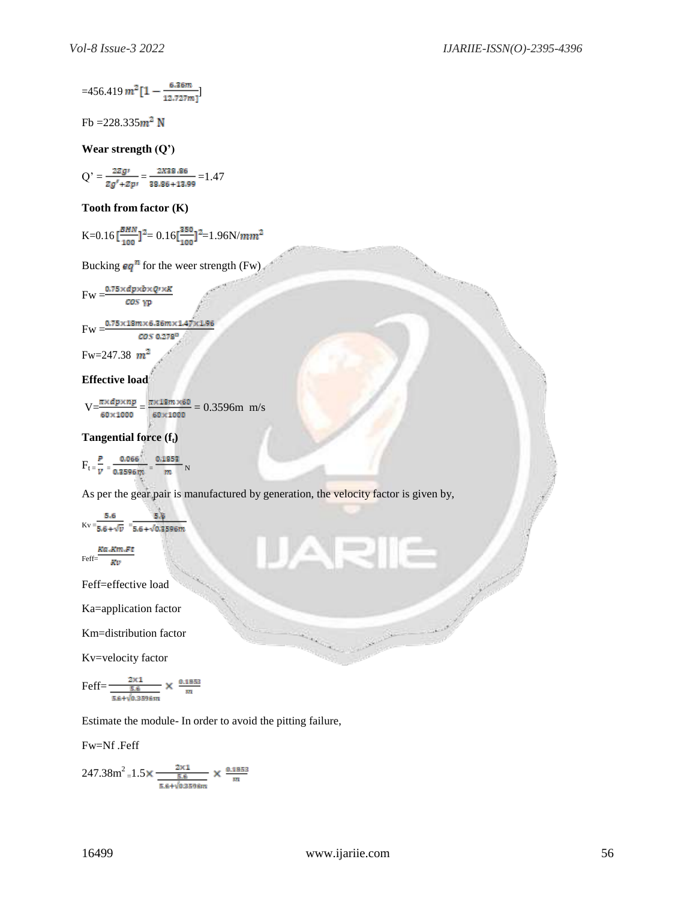$=456.419\, m^2 [1 - \frac{6.36m}{12.727m}]$

Fb $=228.335 m^2$ N

**Wear strength (Q')**

$Q' = \frac{2Zg'}{Zg' + Zp'} = \frac{2X38.86}{38.86 + 13.99} = 1.47$

**Tooth from factor (K)**

$K = 0.16 [\frac{BHN}{100}]^2 = 0.16 [\frac{350}{100}]^2 = 1.96 N/mm^2$

Bucking $eq^n$ for the weer strength (Fw)

$Fw = \frac{0.75 \times dp \times b \times Q' \times K}{\cos \gamma p}$

$Fw = \frac{0.75 \times 18m \times 6.36m \times 1.47 \times 1.96}{\cos 0.278^0}$

$Fw = 247.38\ m^2$

**Effective load**

$V = \frac{\pi \times dp \times np}{60 \times 1000} = \frac{\pi \times 18m \times 60}{60 \times 1000} = 0.3596m$ m/s

**Tangential force ($f_t$)**

$F_t = \frac{P}{V} = \frac{0.066}{0.3596m} = \frac{0.1853}{m}$ N

As per the gear pair is manufactured by generation, the velocity factor is given by,

$Kv = \frac{5.6}{5.6 + \sqrt{v}} = \frac{5.6}{5.6 + \sqrt{0.3596m}}$

$Feff = \frac{Ka.Km.Ft}{Kv}$

Feff=effective load

Ka=application factor

Km=distribution factor

Kv=velocity factor

$Feff = \frac{2 \times 1}{\frac{5.6}{5.6 + \sqrt{0.3596m}}} \times \frac{0.1853}{m}$

Estimate the module- In order to avoid the pitting failure,

Fw=Nf .Feff

$247.38m^2 = 1.5 \times \frac{2 \times 1}{\frac{5.6}{5.6 + \sqrt{0.3596m}}} \times \frac{0.1853}{m}$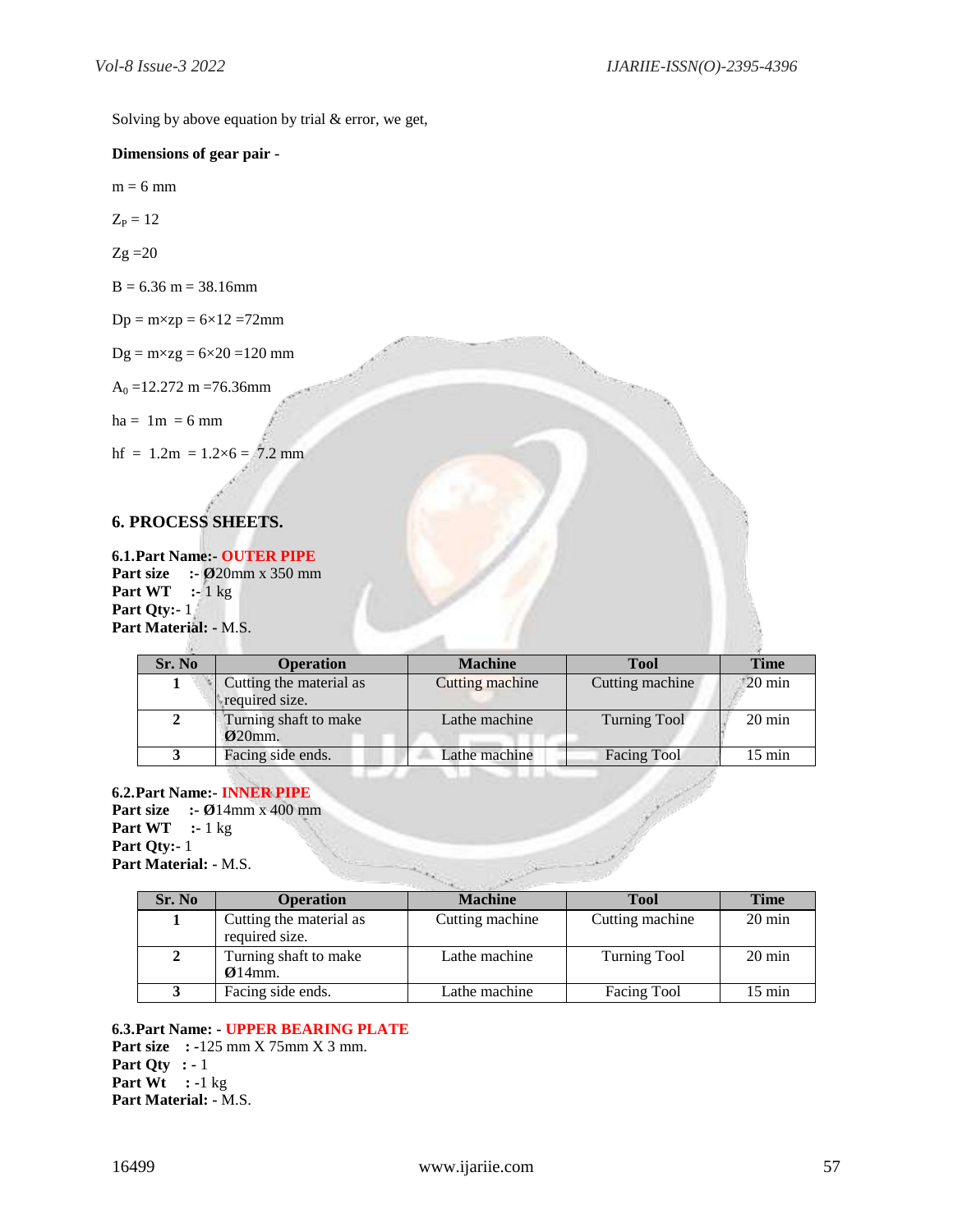Solving by above equation by trial & error, we get,

**Dimensions of gear pair -**

$m = 6$ mm

$Z_P = 12$

$Zg = 20$

$B = 6.36\ m = 38.16$mm

$Dp = m \times zp = 6 \times 12 = 72$mm

$Dg = m \times zg = 6 \times 20 = 120$ mm

$A_0 = 12.272\ m = 76.36$mm

$ha = 1m = 6$ mm

$hf = 1.2m = 1.2 \times 6 = 7.2$ mm

## 6. PROCESS SHEETS.

**6.1.Part Name:- OUTER PIPE**
**Part size :-** Ø20mm x 350 mm
**Part WT :-** 1 kg
**Part Qty:-** 1
**Part Material: -** M.S.

| Sr. No | Operation | Machine | Tool | Time |
|---|---|---|---|---|
| 1 | Cutting the material as required size. | Cutting machine | Cutting machine | 20 min |
| 2 | Turning shaft to make Ø20mm. | Lathe machine | Turning Tool | 20 min |
| 3 | Facing side ends. | Lathe machine | Facing Tool | 15 min |

**6.2.Part Name:- INNER PIPE**
**Part size :-** Ø14mm x 400 mm
**Part WT :-** 1 kg
**Part Qty:-** 1
**Part Material: -** M.S.

| Sr. No | Operation | Machine | Tool | Time |
|---|---|---|---|---|
| 1 | Cutting the material as required size. | Cutting machine | Cutting machine | 20 min |
| 2 | Turning shaft to make Ø14mm. | Lathe machine | Turning Tool | 20 min |
| 3 | Facing side ends. | Lathe machine | Facing Tool | 15 min |

**6.3.Part Name: - UPPER BEARING PLATE**
**Part size :** -125 mm X 75mm X 3 mm.
**Part Qty :** - 1
**Part Wt :** -1 kg
**Part Material: -** M.S.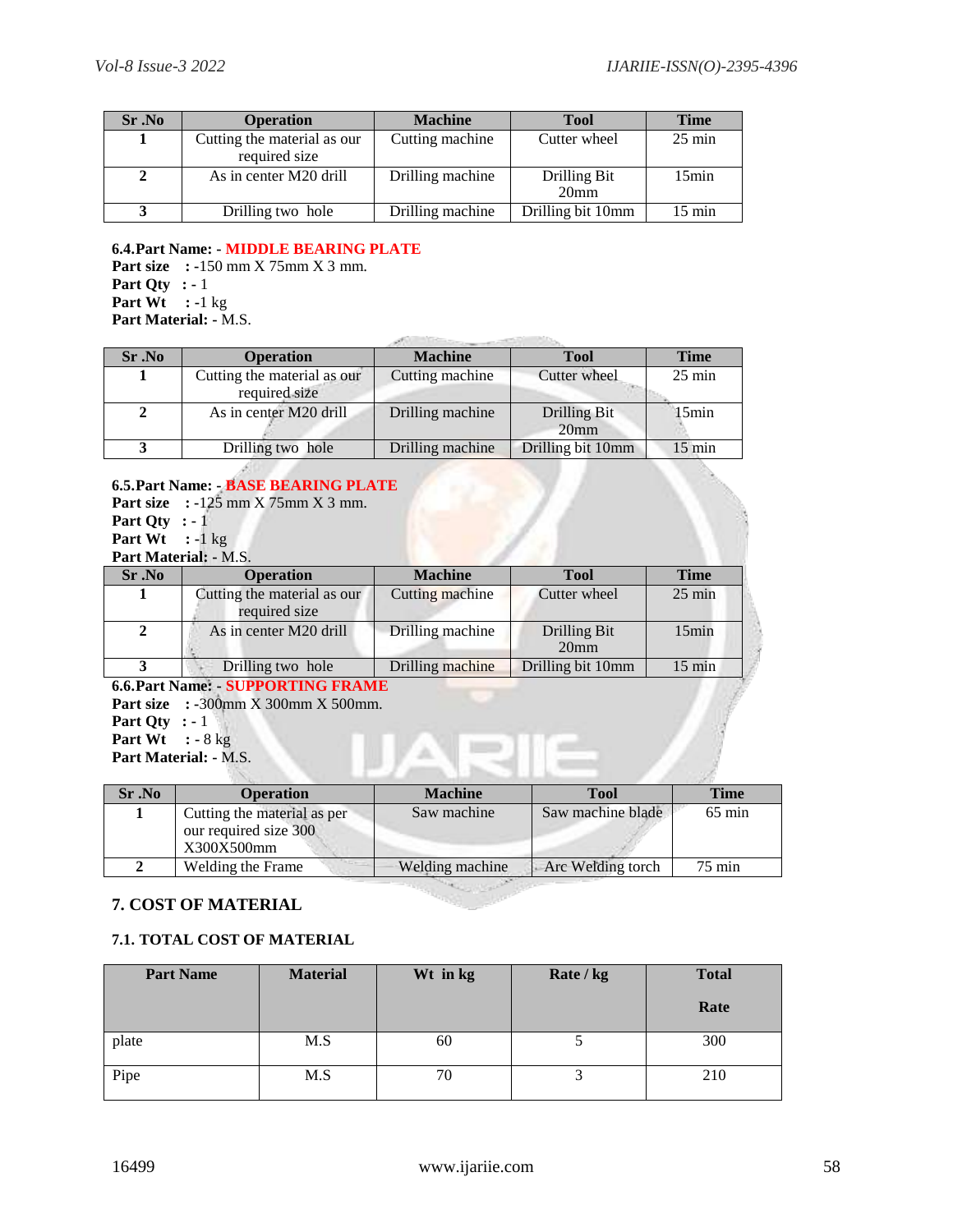| Sr .No | Operation | Machine | Tool | Time |
|---|---|---|---|---|
| 1 | Cutting the material as our required size | Cutting machine | Cutter wheel | 25 min |
| 2 | As in center M20 drill | Drilling machine | Drilling Bit 20mm | 15min |
| 3 | Drilling two hole | Drilling machine | Drilling bit 10mm | 15 min |

**6.4.Part Name: - MIDDLE BEARING PLATE**

**Part size :** -150 mm X 75mm X 3 mm.
**Part Qty :** - 1
**Part Wt :** -1 kg
**Part Material:** - M.S.

| Sr .No | Operation | Machine | Tool | Time |
|---|---|---|---|---|
| 1 | Cutting the material as our required size | Cutting machine | Cutter wheel | 25 min |
| 2 | As in center M20 drill | Drilling machine | Drilling Bit 20mm | 15min |
| 3 | Drilling two hole | Drilling machine | Drilling bit 10mm | 15 min |

**6.5.Part Name: - BASE BEARING PLATE**

**Part size :** -125 mm X 75mm X 3 mm.
**Part Qty :** - 1
**Part Wt :** -1 kg
**Part Material:** - M.S.

| Sr .No | Operation | Machine | Tool | Time |
|---|---|---|---|---|
| 1 | Cutting the material as our required size | Cutting machine | Cutter wheel | 25 min |
| 2 | As in center M20 drill | Drilling machine | Drilling Bit 20mm | 15min |
| 3 | Drilling two hole | Drilling machine | Drilling bit 10mm | 15 min |

**6.6.Part Name: - SUPPORTING FRAME**

**Part size :** -300mm X 300mm X 500mm.
**Part Qty :** - 1
**Part Wt :** - 8 kg
**Part Material:** - M.S.

| Sr .No | Operation | Machine | Tool | Time |
|---|---|---|---|---|
| 1 | Cutting the material as per our required size 300 X300X500mm | Saw machine | Saw machine blade | 65 min |
| 2 | Welding the Frame | Welding machine | Arc Welding torch | 75 min |

## 7. COST OF MATERIAL

### 7.1. TOTAL COST OF MATERIAL

| Part Name | Material | Wt in kg | Rate / kg | Total Rate |
|---|---|---|---|---|
| plate | M.S | 60 | 5 | 300 |
| Pipe | M.S | 70 | 3 | 210 |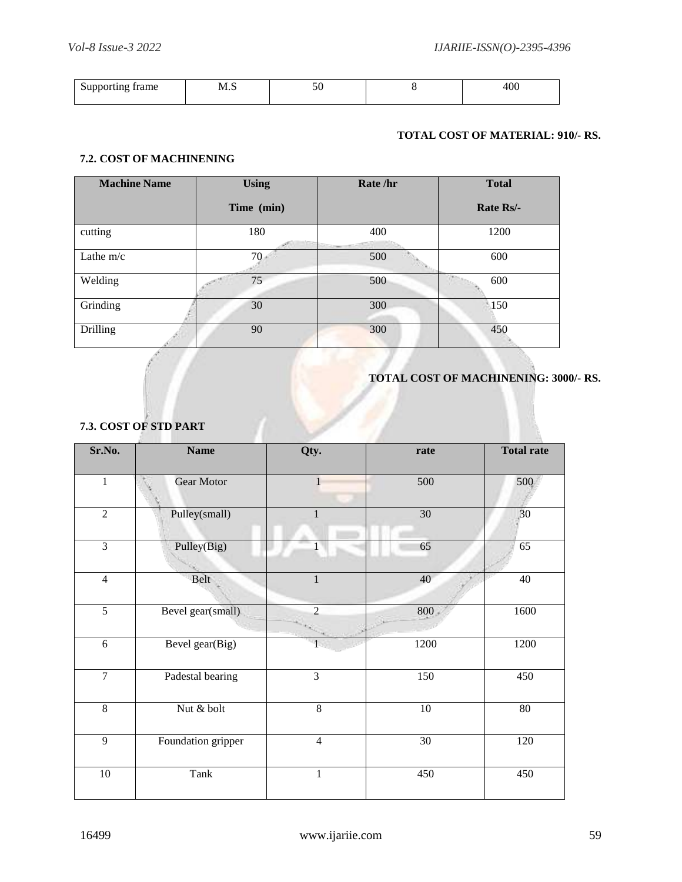| Supporting frame | M.S | 50 | 8 | 400 |
|---|---|---|---|---|

**TOTAL COST OF MATERIAL: 910/- RS.**

### 7.2. COST OF MACHINENING

| Machine Name | Using Time (min) | Rate /hr | Total Rate Rs/- |
|---|---|---|---|
| cutting | 180 | 400 | 1200 |
| Lathe m/c | 70 | 500 | 600 |
| Welding | 75 | 500 | 600 |
| Grinding | 30 | 300 | 150 |
| Drilling | 90 | 300 | 450 |

**TOTAL COST OF MACHINENING: 3000/- RS.**

### 7.3. COST OF STD PART

| Sr.No. | Name | Qty. | rate | Total rate |
|---|---|---|---|---|
| 1 | Gear Motor | 1 | 500 | 500 |
| 2 | Pulley(small) | 1 | 30 | 30 |
| 3 | Pulley(Big) | 1 | 65 | 65 |
| 4 | Belt | 1 | 40 | 40 |
| 5 | Bevel gear(small) | 2 | 800 | 1600 |
| 6 | Bevel gear(Big) | 1 | 1200 | 1200 |
| 7 | Padestal bearing | 3 | 150 | 450 |
| 8 | Nut & bolt | 8 | 10 | 80 |
| 9 | Foundation gripper | 4 | 30 | 120 |
| 10 | Tank | 1 | 450 | 450 |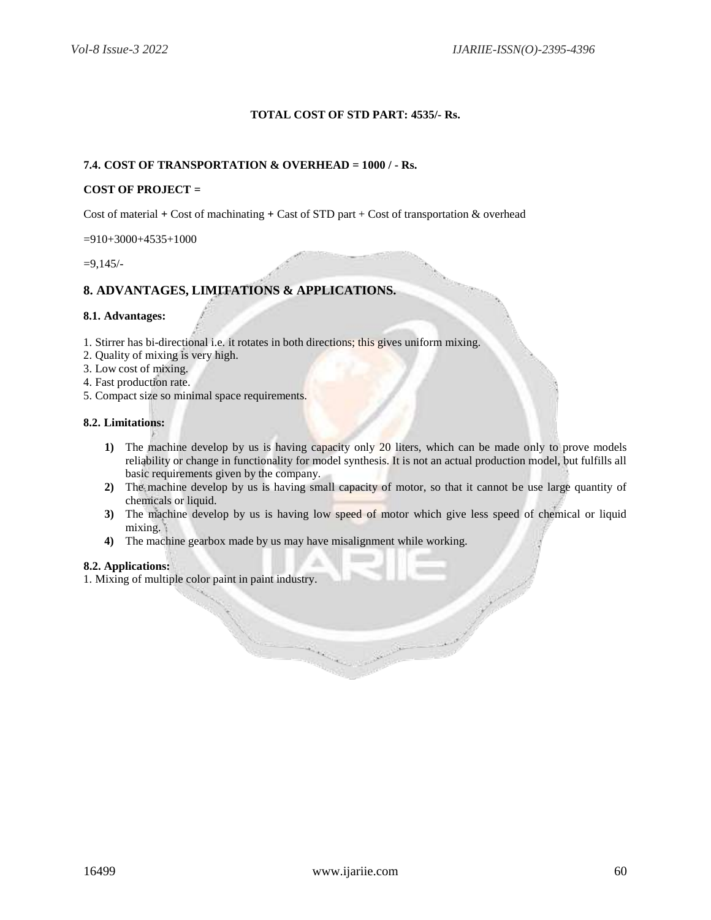**TOTAL COST OF STD PART: 4535/- Rs.**

**7.4. COST OF TRANSPORTATION & OVERHEAD = 1000 / - Rs.**

**COST OF PROJECT =**

Cost of material **+** Cost of machinating **+** Cast of STD part + Cost of transportation & overhead

=910+3000+4535+1000

=9,145/-

## 8. ADVANTAGES, LIMITATIONS & APPLICATIONS.

### 8.1. Advantages:

1. Stirrer has bi-directional i.e. it rotates in both directions; this gives uniform mixing.
2. Quality of mixing is very high.
3. Low cost of mixing.
4. Fast production rate.
5. Compact size so minimal space requirements.

### 8.2. Limitations:

1) The machine develop by us is having capacity only 20 liters, which can be made only to prove models reliability or change in functionality for model synthesis. It is not an actual production model, but fulfills all basic requirements given by the company.
2) The machine develop by us is having small capacity of motor, so that it cannot be use large quantity of chemicals or liquid.
3) The machine develop by us is having low speed of motor which give less speed of chemical or liquid mixing.
4) The machine gearbox made by us may have misalignment while working.

### 8.2. Applications:

1. Mixing of multiple color paint in paint industry.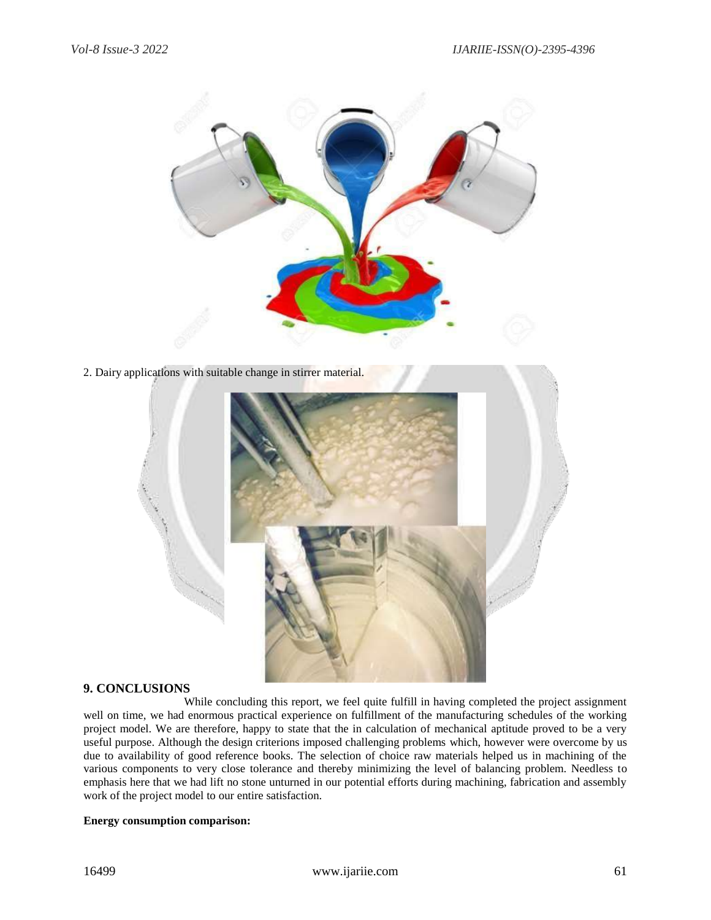2. Dairy applications with suitable change in stirrer material.

## 9. CONCLUSIONS

While concluding this report, we feel quite fulfill in having completed the project assignment well on time, we had enormous practical experience on fulfillment of the manufacturing schedules of the working project model. We are therefore, happy to state that the in calculation of mechanical aptitude proved to be a very useful purpose. Although the design criterions imposed challenging problems which, however were overcome by us due to availability of good reference books. The selection of choice raw materials helped us in machining of the various components to very close tolerance and thereby minimizing the level of balancing problem. Needless to emphasis here that we had lift no stone unturned in our potential efforts during machining, fabrication and assembly work of the project model to our entire satisfaction.

**Energy consumption comparison:**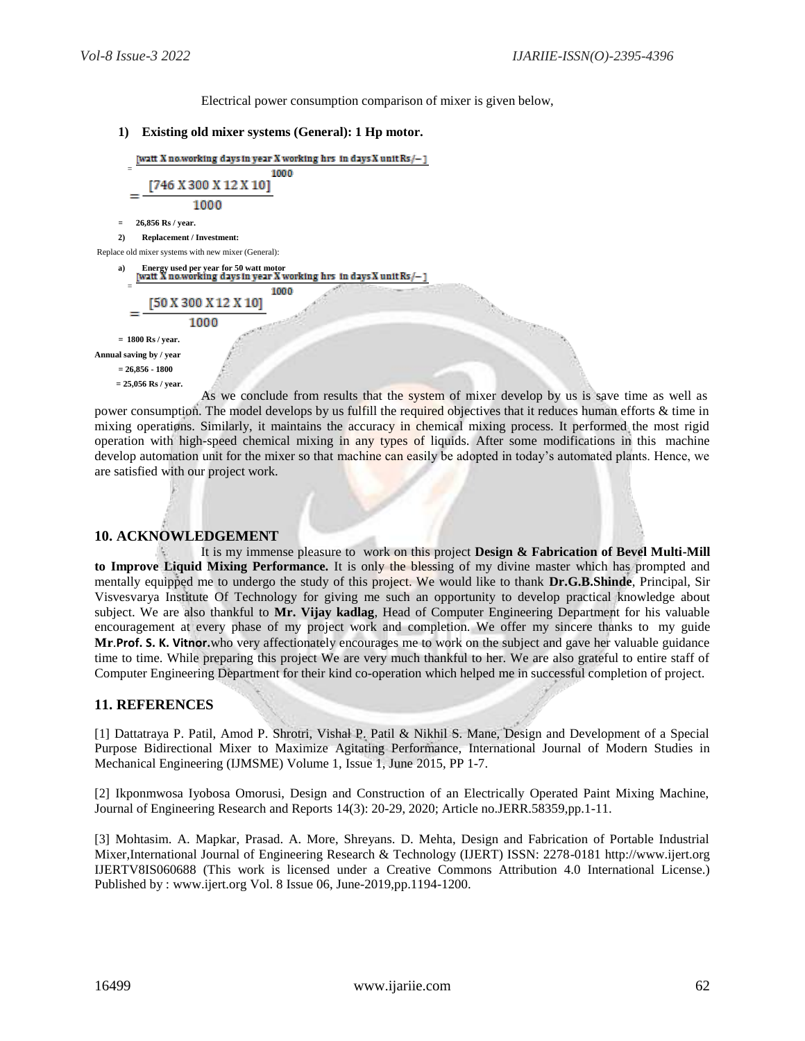Electrical power consumption comparison of mixer is given below,

**1) Existing old mixer systems (General): 1 Hp motor.**

$$= \frac{[\text{watt X no.working days in year X working hrs in days X unit Rs/-}]}{1000}$$

$$= \frac{[746 \text{ X } 300 \text{ X } 12 \text{ X } 10]}{1000}$$

= **26,856 Rs / year.**

**2) Replacement / Investment:**

Replace old mixer systems with new mixer (General):

**a) Energy used per year for 50 watt motor**

$$= \frac{[\text{watt X no.working days in year X working hrs in days X unit Rs/-}]}{1000}$$

$$= \frac{[50 \text{ X } 300 \text{ X } 12 \text{ X } 10]}{1000}$$

**= 1800 Rs / year.**

**Annual saving by / year**

**= 26,856 - 1800**

**= 25,056 Rs / year.**

As we conclude from results that the system of mixer develop by us is save time as well as power consumption. The model develops by us fulfill the required objectives that it reduces human efforts & time in mixing operations. Similarly, it maintains the accuracy in chemical mixing process. It performed the most rigid operation with high-speed chemical mixing in any types of liquids. After some modifications in this machine develop automation unit for the mixer so that machine can easily be adopted in today's automated plants. Hence, we are satisfied with our project work.

## 10. ACKNOWLEDGEMENT

It is my immense pleasure to work on this project **Design & Fabrication of Bevel Multi-Mill to Improve Liquid Mixing Performance.** It is only the blessing of my divine master which has prompted and mentally equipped me to undergo the study of this project. We would like to thank **Dr.G.B.Shinde**, Principal, Sir Visvesvarya Institute Of Technology for giving me such an opportunity to develop practical knowledge about subject. We are also thankful to **Mr. Vijay kadlag**, Head of Computer Engineering Department for his valuable encouragement at every phase of my project work and completion. We offer my sincere thanks to my guide **Mr.Prof. S. K. Vitnor.**who very affectionately encourages me to work on the subject and gave her valuable guidance time to time. While preparing this project We are very much thankful to her. We are also grateful to entire staff of Computer Engineering Department for their kind co-operation which helped me in successful completion of project.

## 11. REFERENCES

[1] Dattatraya P. Patil, Amod P. Shrotri, Vishal P. Patil & Nikhil S. Mane, Design and Development of a Special Purpose Bidirectional Mixer to Maximize Agitating Performance, International Journal of Modern Studies in Mechanical Engineering (IJMSME) Volume 1, Issue 1, June 2015, PP 1-7.

[2] Ikponmwosa Iyobosa Omorusi, Design and Construction of an Electrically Operated Paint Mixing Machine, Journal of Engineering Research and Reports 14(3): 20-29, 2020; Article no.JERR.58359,pp.1-11.

[3] Mohtasim. A. Mapkar, Prasad. A. More, Shreyans. D. Mehta, Design and Fabrication of Portable Industrial Mixer,International Journal of Engineering Research & Technology (IJERT) ISSN: 2278-0181 http://www.ijert.org IJERTV8IS060688 (This work is licensed under a Creative Commons Attribution 4.0 International License.) Published by : www.ijert.org Vol. 8 Issue 06, June-2019,pp.1194-1200.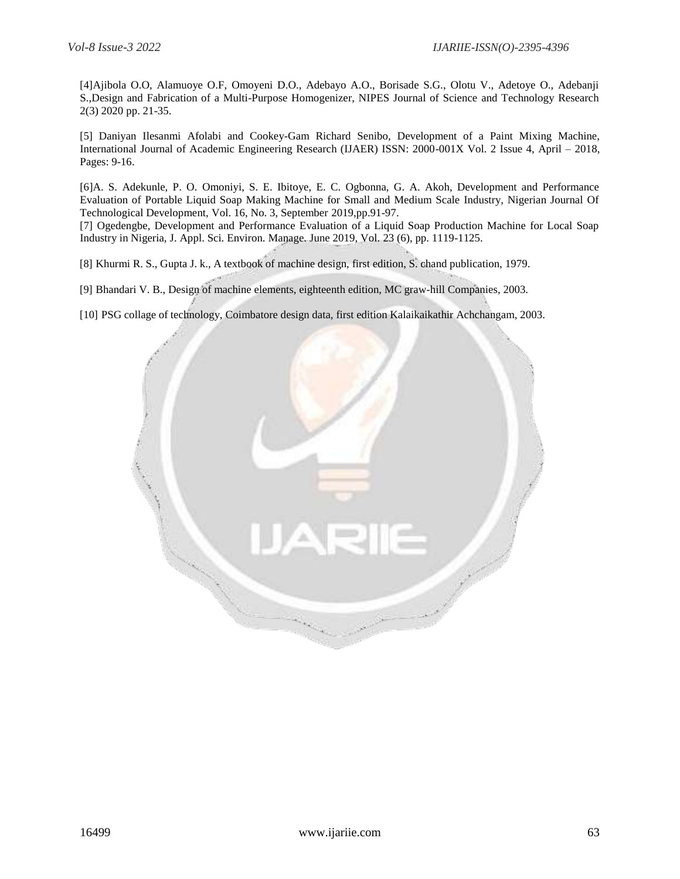[4]Ajibola O.O, Alamuoye O.F, Omoyeni D.O., Adebayo A.O., Borisade S.G., Olotu V., Adetoye O., Adebanji S.,Design and Fabrication of a Multi-Purpose Homogenizer, NIPES Journal of Science and Technology Research 2(3) 2020 pp. 21-35.

[5] Daniyan Ilesanmi Afolabi and Cookey-Gam Richard Senibo, Development of a Paint Mixing Machine, International Journal of Academic Engineering Research (IJAER) ISSN: 2000-001X Vol. 2 Issue 4, April – 2018, Pages: 9-16.

[6]A. S. Adekunle, P. O. Omoniyi, S. E. Ibitoye, E. C. Ogbonna, G. A. Akoh, Development and Performance Evaluation of Portable Liquid Soap Making Machine for Small and Medium Scale Industry, Nigerian Journal Of Technological Development, Vol. 16, No. 3, September 2019,pp.91-97.

[7] Ogedengbe, Development and Performance Evaluation of a Liquid Soap Production Machine for Local Soap Industry in Nigeria, J. Appl. Sci. Environ. Manage. June 2019, Vol. 23 (6), pp. 1119-1125.

[8] Khurmi R. S., Gupta J. k., A textbook of machine design, first edition, S. chand publication, 1979.

[9] Bhandari V. B., Design of machine elements, eighteenth edition, MC graw-hill Companies, 2003.

[10] PSG collage of technology, Coimbatore design data, first edition Kalaikaikathir Achchangam, 2003.